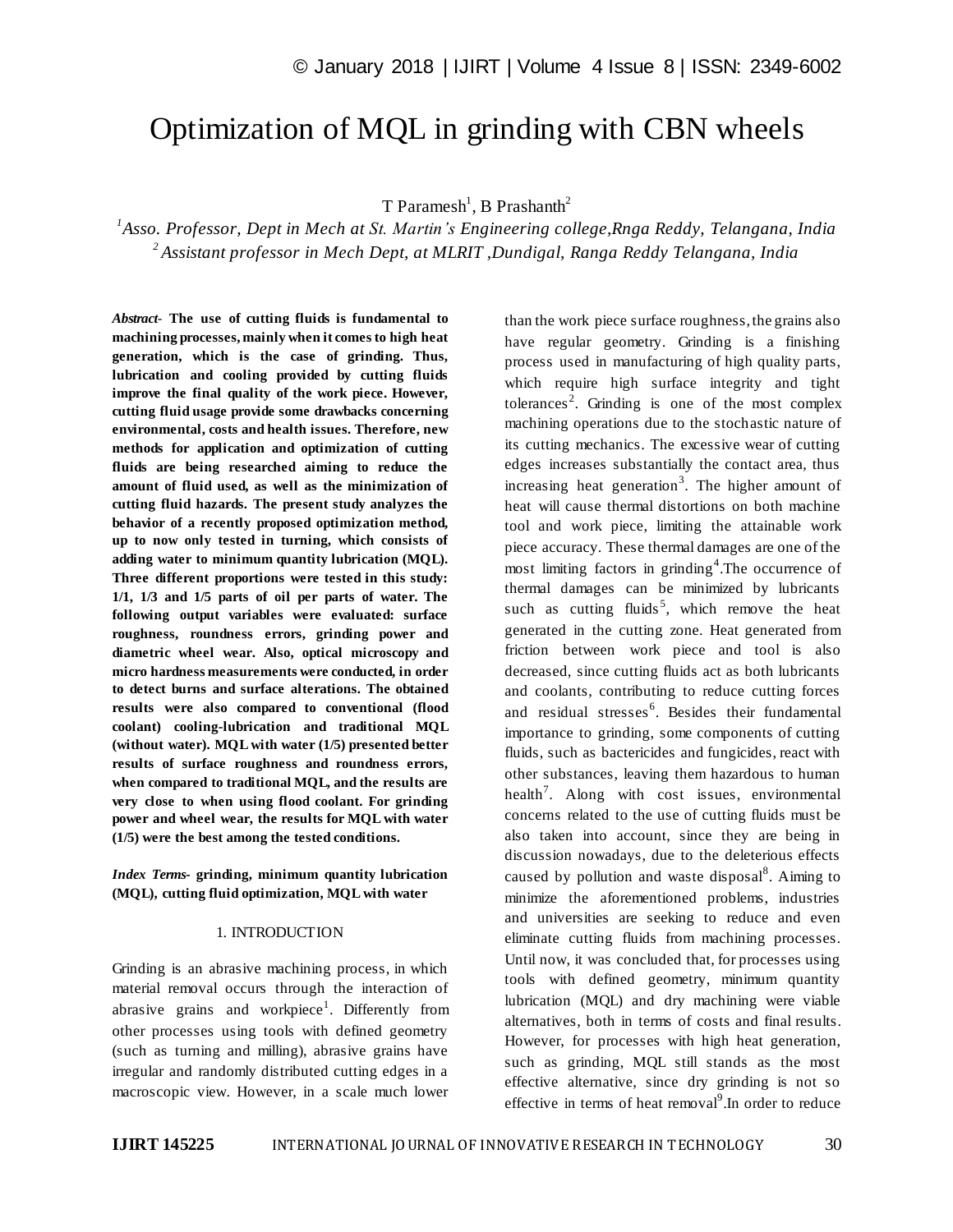# Optimization of MQL in grinding with CBN wheels

T Paramesh[1], B Prashanth[2]

[1]*Asso. Professor, Dept in Mech at St. Martin's Engineering college,Rnga Reddy, Telangana, India*

[2]*Assistant professor in Mech Dept, at MLRIT ,Dundigal, Ranga Reddy Telangana, India*

***Abstract-*** **The use of cutting fluids is fundamental to machining processes, mainly when it comes to high heat generation, which is the case of grinding. Thus, lubrication and cooling provided by cutting fluids improve the final quality of the work piece. However, cutting fluid usage provide some drawbacks concerning environmental, costs and health issues. Therefore, new methods for application and optimization of cutting fluids are being researched aiming to reduce the amount of fluid used, as well as the minimization of cutting fluid hazards. The present study analyzes the behavior of a recently proposed optimization method, up to now only tested in turning, which consists of adding water to minimum quantity lubrication (MQL). Three different proportions were tested in this study: 1/1, 1/3 and 1/5 parts of oil per parts of water. The following output variables were evaluated: surface roughness, roundness errors, grinding power and diametric wheel wear. Also, optical microscopy and micro hardness measurements were conducted, in order to detect burns and surface alterations. The obtained results were also compared to conventional (flood coolant) cooling-lubrication and traditional MQL (without water). MQL with water (1/5) presented better results of surface roughness and roundness errors, when compared to traditional MQL, and the results are very close to when using flood coolant. For grinding power and wheel wear, the results for MQL with water (1/5) were the best among the tested conditions.**

***Index Terms-*** **grinding, minimum quantity lubrication (MQL), cutting fluid optimization, MQL with water**

## 1. INTRODUCTION

Grinding is an abrasive machining process, in which material removal occurs through the interaction of abrasive grains and workpiece[1]. Differently from other processes using tools with defined geometry (such as turning and milling), abrasive grains have irregular and randomly distributed cutting edges in a macroscopic view. However, in a scale much lower than the work piece surface roughness, the grains also have regular geometry. Grinding is a finishing process used in manufacturing of high quality parts, which require high surface integrity and tight tolerances[2]. Grinding is one of the most complex machining operations due to the stochastic nature of its cutting mechanics. The excessive wear of cutting edges increases substantially the contact area, thus increasing heat generation[3]. The higher amount of heat will cause thermal distortions on both machine tool and work piece, limiting the attainable work piece accuracy. These thermal damages are one of the most limiting factors in grinding[4].The occurrence of thermal damages can be minimized by lubricants such as cutting fluids[5], which remove the heat generated in the cutting zone. Heat generated from friction between work piece and tool is also decreased, since cutting fluids act as both lubricants and coolants, contributing to reduce cutting forces and residual stresses[6]. Besides their fundamental importance to grinding, some components of cutting fluids, such as bactericides and fungicides, react with other substances, leaving them hazardous to human health[7]. Along with cost issues, environmental concerns related to the use of cutting fluids must be also taken into account, since they are being in discussion nowadays, due to the deleterious effects caused by pollution and waste disposal[8]. Aiming to minimize the aforementioned problems, industries and universities are seeking to reduce and even eliminate cutting fluids from machining processes. Until now, it was concluded that, for processes using tools with defined geometry, minimum quantity lubrication (MQL) and dry machining were viable alternatives, both in terms of costs and final results. However, for processes with high heat generation, such as grinding, MQL still stands as the most effective alternative, since dry grinding is not so effective in terms of heat removal[9].In order to reduce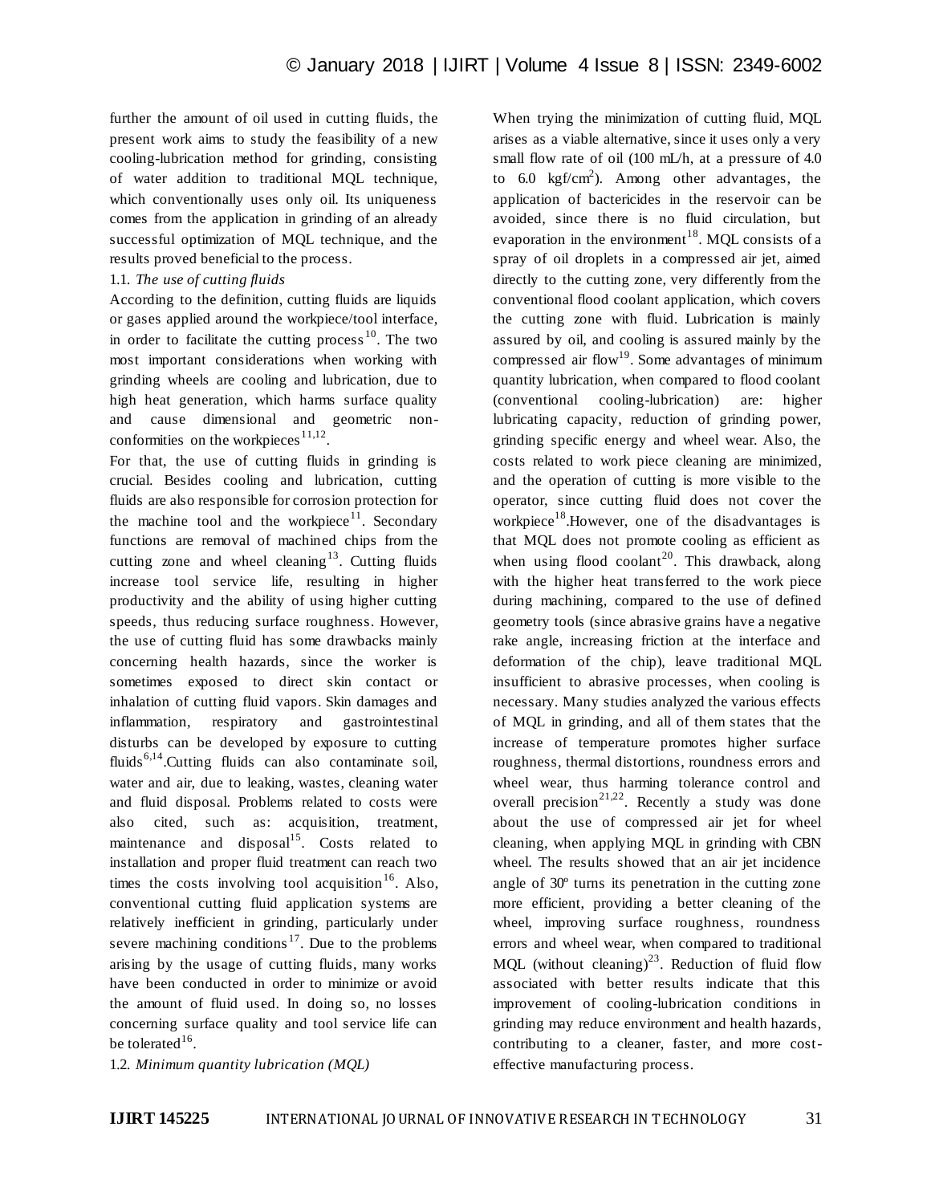further the amount of oil used in cutting fluids, the present work aims to study the feasibility of a new cooling-lubrication method for grinding, consisting of water addition to traditional MQL technique, which conventionally uses only oil. Its uniqueness comes from the application in grinding of an already successful optimization of MQL technique, and the results proved beneficial to the process.

### 1.1. *The use of cutting fluids*

According to the definition, cutting fluids are liquids or gases applied around the workpiece/tool interface, in order to facilitate the cutting process[10]. The two most important considerations when working with grinding wheels are cooling and lubrication, due to high heat generation, which harms surface quality and cause dimensional and geometric non-conformities on the workpieces[11,12].

For that, the use of cutting fluids in grinding is crucial. Besides cooling and lubrication, cutting fluids are also responsible for corrosion protection for the machine tool and the workpiece[11]. Secondary functions are removal of machined chips from the cutting zone and wheel cleaning[13]. Cutting fluids increase tool service life, resulting in higher productivity and the ability of using higher cutting speeds, thus reducing surface roughness. However, the use of cutting fluid has some drawbacks mainly concerning health hazards, since the worker is sometimes exposed to direct skin contact or inhalation of cutting fluid vapors. Skin damages and inflammation, respiratory and gastrointestinal disturbs can be developed by exposure to cutting fluids[6,14].Cutting fluids can also contaminate soil, water and air, due to leaking, wastes, cleaning water and fluid disposal. Problems related to costs were also cited, such as: acquisition, treatment, maintenance and disposal[15]. Costs related to installation and proper fluid treatment can reach two times the costs involving tool acquisition[16]. Also, conventional cutting fluid application systems are relatively inefficient in grinding, particularly under severe machining conditions[17]. Due to the problems arising by the usage of cutting fluids, many works have been conducted in order to minimize or avoid the amount of fluid used. In doing so, no losses concerning surface quality and tool service life can be tolerated[16].

### 1.2. *Minimum quantity lubrication (MQL)*

When trying the minimization of cutting fluid, MQL arises as a viable alternative, since it uses only a very small flow rate of oil (100 mL/h, at a pressure of 4.0 to 6.0 kgf/cm$^2$). Among other advantages, the application of bactericides in the reservoir can be avoided, since there is no fluid circulation, but evaporation in the environment[18]. MQL consists of a spray of oil droplets in a compressed air jet, aimed directly to the cutting zone, very differently from the conventional flood coolant application, which covers the cutting zone with fluid. Lubrication is mainly assured by oil, and cooling is assured mainly by the compressed air flow[19]. Some advantages of minimum quantity lubrication, when compared to flood coolant (conventional cooling-lubrication) are: higher lubricating capacity, reduction of grinding power, grinding specific energy and wheel wear. Also, the costs related to work piece cleaning are minimized, and the operation of cutting is more visible to the operator, since cutting fluid does not cover the workpiece[18].However, one of the disadvantages is that MQL does not promote cooling as efficient as when using flood coolant[20]. This drawback, along with the higher heat transferred to the work piece during machining, compared to the use of defined geometry tools (since abrasive grains have a negative rake angle, increasing friction at the interface and deformation of the chip), leave traditional MQL insufficient to abrasive processes, when cooling is necessary. Many studies analyzed the various effects of MQL in grinding, and all of them states that the increase of temperature promotes higher surface roughness, thermal distortions, roundness errors and wheel wear, thus harming tolerance control and overall precision[21,22]. Recently a study was done about the use of compressed air jet for wheel cleaning, when applying MQL in grinding with CBN wheel. The results showed that an air jet incidence angle of 30º turns its penetration in the cutting zone more efficient, providing a better cleaning of the wheel, improving surface roughness, roundness errors and wheel wear, when compared to traditional MQL (without cleaning)[23]. Reduction of fluid flow associated with better results indicate that this improvement of cooling-lubrication conditions in grinding may reduce environment and health hazards, contributing to a cleaner, faster, and more cost-effective manufacturing process.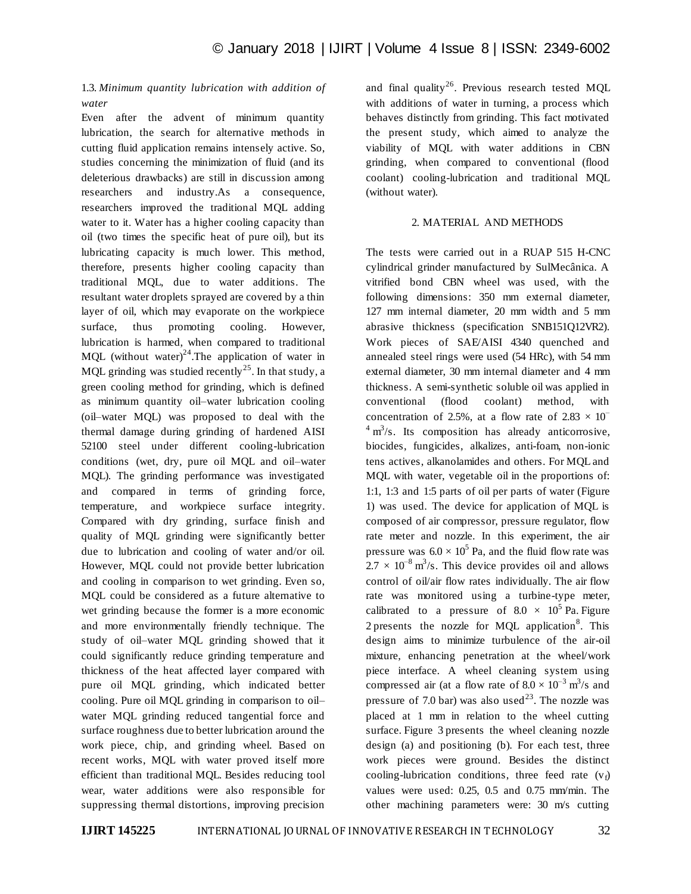### 1.3. *Minimum quantity lubrication with addition of water*

Even after the advent of minimum quantity lubrication, the search for alternative methods in cutting fluid application remains intensely active. So, studies concerning the minimization of fluid (and its deleterious drawbacks) are still in discussion among researchers and industry.As a consequence, researchers improved the traditional MQL adding water to it. Water has a higher cooling capacity than oil (two times the specific heat of pure oil), but its lubricating capacity is much lower. This method, therefore, presents higher cooling capacity than traditional MQL, due to water additions. The resultant water droplets sprayed are covered by a thin layer of oil, which may evaporate on the workpiece surface, thus promoting cooling. However, lubrication is harmed, when compared to traditional MQL (without water)[24].The application of water in MQL grinding was studied recently[25]. In that study, a green cooling method for grinding, which is defined as minimum quantity oil–water lubrication cooling (oil–water MQL) was proposed to deal with the thermal damage during grinding of hardened AISI 52100 steel under different cooling-lubrication conditions (wet, dry, pure oil MQL and oil–water MQL). The grinding performance was investigated and compared in terms of grinding force, temperature, and workpiece surface integrity. Compared with dry grinding, surface finish and quality of MQL grinding were significantly better due to lubrication and cooling of water and/or oil. However, MQL could not provide better lubrication and cooling in comparison to wet grinding. Even so, MQL could be considered as a future alternative to wet grinding because the former is a more economic and more environmentally friendly technique. The study of oil–water MQL grinding showed that it could significantly reduce grinding temperature and thickness of the heat affected layer compared with pure oil MQL grinding, which indicated better cooling. Pure oil MQL grinding in comparison to oil–water MQL grinding reduced tangential force and surface roughness due to better lubrication around the work piece, chip, and grinding wheel. Based on recent works, MQL with water proved itself more efficient than traditional MQL. Besides reducing tool wear, water additions were also responsible for suppressing thermal distortions, improving precision and final quality[26]. Previous research tested MQL with additions of water in turning, a process which behaves distinctly from grinding. This fact motivated the present study, which aimed to analyze the viability of MQL with water additions in CBN grinding, when compared to conventional (flood coolant) cooling-lubrication and traditional MQL (without water).

## 2. MATERIAL AND METHODS

The tests were carried out in a RUAP 515 H-CNC cylindrical grinder manufactured by SulMecânica. A vitrified bond CBN wheel was used, with the following dimensions: 350 mm external diameter, 127 mm internal diameter, 20 mm width and 5 mm abrasive thickness (specification SNB151Q12VR2). Work pieces of SAE/AISI 4340 quenched and annealed steel rings were used (54 HRc), with 54 mm external diameter, 30 mm internal diameter and 4 mm thickness. A semi-synthetic soluble oil was applied in conventional (flood coolant) method, with concentration of 2.5%, at a flow rate of $2.83 \times 10^{-4}$ $m^3/s$. Its composition has already anticorrosive, biocides, fungicides, alkalizes, anti-foam, non-ionic tens actives, alkanolamides and others. For MQL and MQL with water, vegetable oil in the proportions of: 1:1, 1:3 and 1:5 parts of oil per parts of water (Figure 1) was used. The device for application of MQL is composed of air compressor, pressure regulator, flow rate meter and nozzle. In this experiment, the air pressure was $6.0 \times 10^5$ Pa, and the fluid flow rate was $2.7 \times 10^{-8}$ $m^3/s$. This device provides oil and allows control of oil/air flow rates individually. The air flow rate was monitored using a turbine-type meter, calibrated to a pressure of $8.0 \times 10^5$ Pa. Figure 2 presents the nozzle for MQL application[8]. This design aims to minimize turbulence of the air-oil mixture, enhancing penetration at the wheel/work piece interface. A wheel cleaning system using compressed air (at a flow rate of $8.0 \times 10^{-3}$ $m^3/s$ and pressure of 7.0 bar) was also used[23]. The nozzle was placed at 1 mm in relation to the wheel cutting surface. Figure 3 presents the wheel cleaning nozzle design (a) and positioning (b). For each test, three work pieces were ground. Besides the distinct cooling-lubrication conditions, three feed rate ($v_f$) values were used: 0.25, 0.5 and 0.75 mm/min. The other machining parameters were: 30 m/s cutting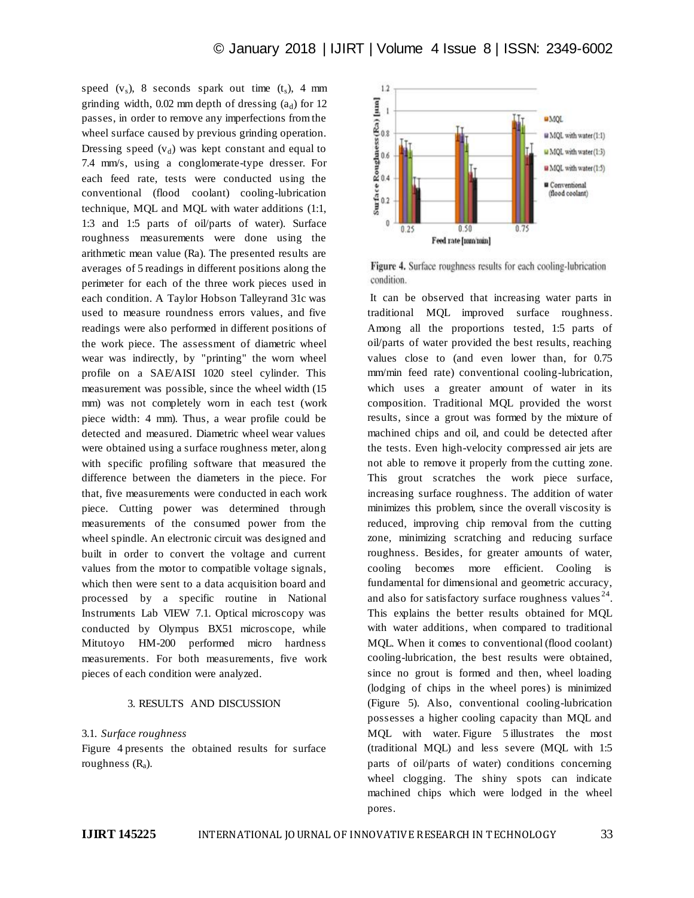speed ($v_s$), 8 seconds spark out time ($t_s$), 4 mm grinding width, 0.02 mm depth of dressing ($a_d$) for 12 passes, in order to remove any imperfections from the wheel surface caused by previous grinding operation. Dressing speed ($v_d$) was kept constant and equal to 7.4 mm/s, using a conglomerate-type dresser. For each feed rate, tests were conducted using the conventional (flood coolant) cooling-lubrication technique, MQL and MQL with water additions (1:1, 1:3 and 1:5 parts of oil/parts of water). Surface roughness measurements were done using the arithmetic mean value (Ra). The presented results are averages of 5 readings in different positions along the perimeter for each of the three work pieces used in each condition. A Taylor Hobson Talleyrand 31c was used to measure roundness errors values, and five readings were also performed in different positions of the work piece. The assessment of diametric wheel wear was indirectly, by "printing" the worn wheel profile on a SAE/AISI 1020 steel cylinder. This measurement was possible, since the wheel width (15 mm) was not completely worn in each test (work piece width: 4 mm). Thus, a wear profile could be detected and measured. Diametric wheel wear values were obtained using a surface roughness meter, along with specific profiling software that measured the difference between the diameters in the piece. For that, five measurements were conducted in each work piece. Cutting power was determined through measurements of the consumed power from the wheel spindle. An electronic circuit was designed and built in order to convert the voltage and current values from the motor to compatible voltage signals, which then were sent to a data acquisition board and processed by a specific routine in National Instruments Lab VIEW 7.1. Optical microscopy was conducted by Olympus BX51 microscope, while Mitutoyo HM-200 performed micro hardness measurements. For both measurements, five work pieces of each condition were analyzed.

## 3. RESULTS AND DISCUSSION

### 3.1. *Surface roughness*

Figure 4 presents the obtained results for surface roughness ($R_a$).

Figure 4. Surface roughness results for each cooling-lubrication condition.

It can be observed that increasing water parts in traditional MQL improved surface roughness. Among all the proportions tested, 1:5 parts of oil/parts of water provided the best results, reaching values close to (and even lower than, for 0.75 mm/min feed rate) conventional cooling-lubrication, which uses a greater amount of water in its composition. Traditional MQL provided the worst results, since a grout was formed by the mixture of machined chips and oil, and could be detected after the tests. Even high-velocity compressed air jets are not able to remove it properly from the cutting zone. This grout scratches the work piece surface, increasing surface roughness. The addition of water minimizes this problem, since the overall viscosity is reduced, improving chip removal from the cutting zone, minimizing scratching and reducing surface roughness. Besides, for greater amounts of water, cooling becomes more efficient. Cooling is fundamental for dimensional and geometric accuracy, and also for satisfactory surface roughness values[24]. This explains the better results obtained for MQL with water additions, when compared to traditional MQL. When it comes to conventional (flood coolant) cooling-lubrication, the best results were obtained, since no grout is formed and then, wheel loading (lodging of chips in the wheel pores) is minimized (Figure 5). Also, conventional cooling-lubrication possesses a higher cooling capacity than MQL and MQL with water. Figure 5 illustrates the most (traditional MQL) and less severe (MQL with 1:5 parts of oil/parts of water) conditions concerning wheel clogging. The shiny spots can indicate machined chips which were lodged in the wheel pores.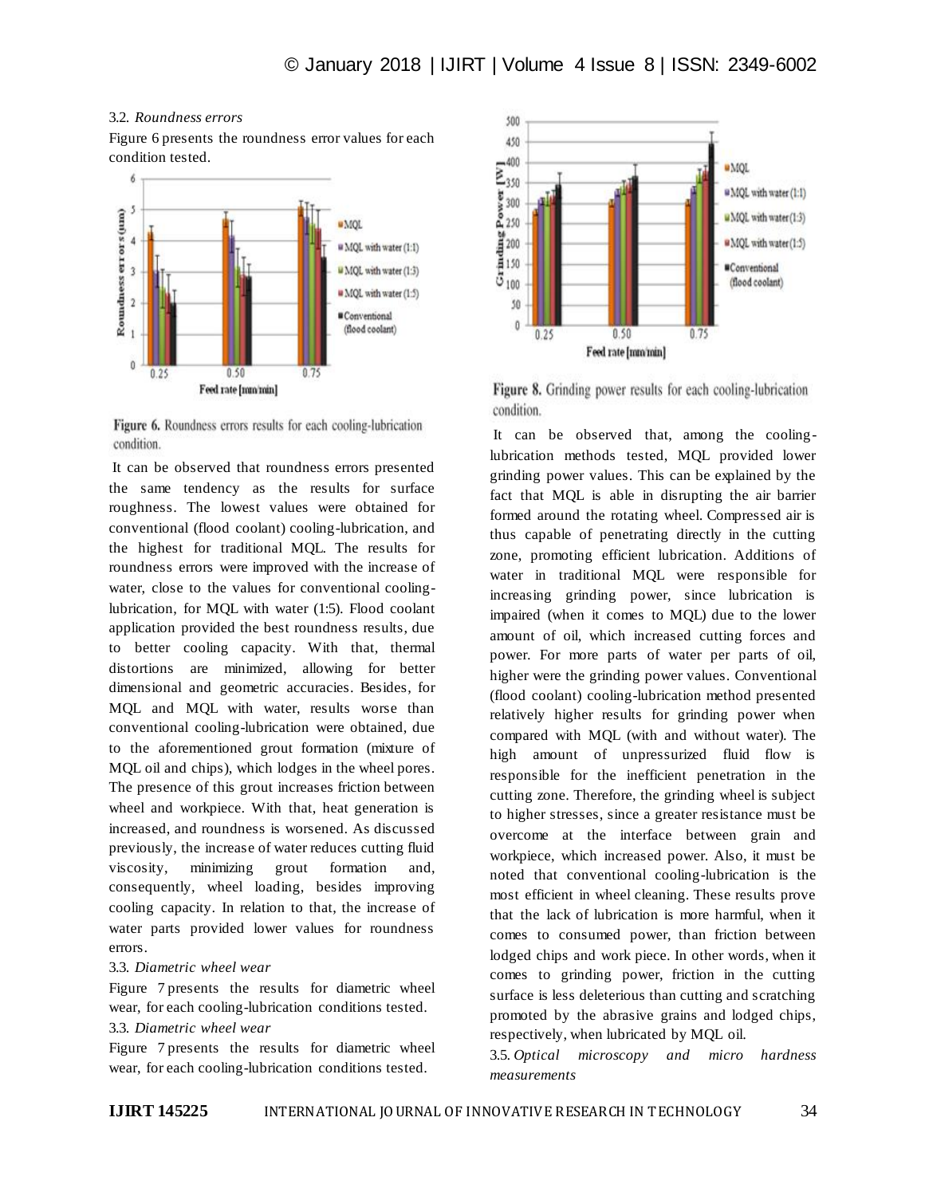### 3.2. *Roundness errors*

Figure 6 presents the roundness error values for each condition tested.

Figure 6. Roundness errors results for each cooling-lubrication condition.

It can be observed that roundness errors presented the same tendency as the results for surface roughness. The lowest values were obtained for conventional (flood coolant) cooling-lubrication, and the highest for traditional MQL. The results for roundness errors were improved with the increase of water, close to the values for conventional cooling-lubrication, for MQL with water (1:5). Flood coolant application provided the best roundness results, due to better cooling capacity. With that, thermal distortions are minimized, allowing for better dimensional and geometric accuracies. Besides, for MQL and MQL with water, results worse than conventional cooling-lubrication were obtained, due to the aforementioned grout formation (mixture of MQL oil and chips), which lodges in the wheel pores. The presence of this grout increases friction between wheel and workpiece. With that, heat generation is increased, and roundness is worsened. As discussed previously, the increase of water reduces cutting fluid viscosity, minimizing grout formation and, consequently, wheel loading, besides improving cooling capacity. In relation to that, the increase of water parts provided lower values for roundness errors.

### 3.3. *Diametric wheel wear*

Figure 7 presents the results for diametric wheel wear, for each cooling-lubrication conditions tested.

### 3.3. *Diametric wheel wear*

Figure 7 presents the results for diametric wheel wear, for each cooling-lubrication conditions tested.

Figure 8. Grinding power results for each cooling-lubrication condition.

It can be observed that, among the cooling-lubrication methods tested, MQL provided lower grinding power values. This can be explained by the fact that MQL is able in disrupting the air barrier formed around the rotating wheel. Compressed air is thus capable of penetrating directly in the cutting zone, promoting efficient lubrication. Additions of water in traditional MQL were responsible for increasing grinding power, since lubrication is impaired (when it comes to MQL) due to the lower amount of oil, which increased cutting forces and power. For more parts of water per parts of oil, higher were the grinding power values. Conventional (flood coolant) cooling-lubrication method presented relatively higher results for grinding power when compared with MQL (with and without water). The high amount of unpressurized fluid flow is responsible for the inefficient penetration in the cutting zone. Therefore, the grinding wheel is subject to higher stresses, since a greater resistance must be overcome at the interface between grain and workpiece, which increased power. Also, it must be noted that conventional cooling-lubrication is the most efficient in wheel cleaning. These results prove that the lack of lubrication is more harmful, when it comes to consumed power, than friction between lodged chips and work piece. In other words, when it comes to grinding power, friction in the cutting surface is less deleterious than cutting and scratching promoted by the abrasive grains and lodged chips, respectively, when lubricated by MQL oil.

### 3.5. *Optical microscopy and micro hardness measurements*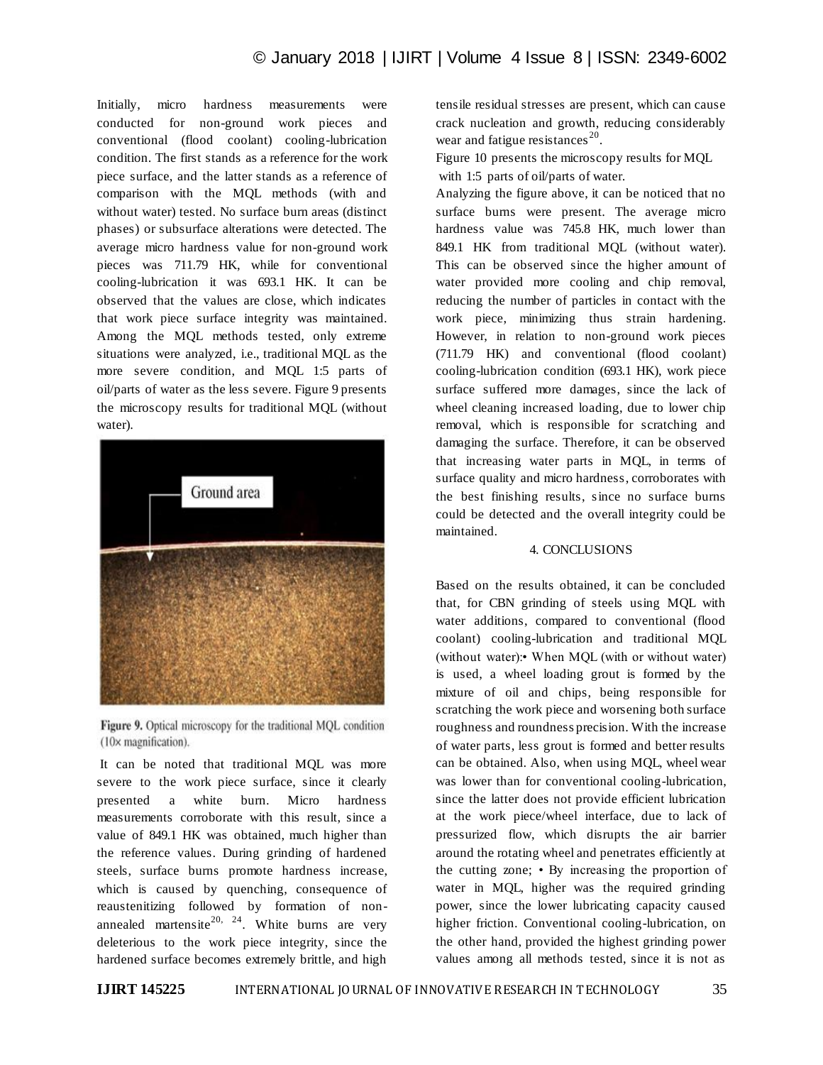Initially, micro hardness measurements were conducted for non-ground work pieces and conventional (flood coolant) cooling-lubrication condition. The first stands as a reference for the work piece surface, and the latter stands as a reference of comparison with the MQL methods (with and without water) tested. No surface burn areas (distinct phases) or subsurface alterations were detected. The average micro hardness value for non-ground work pieces was 711.79 HK, while for conventional cooling-lubrication it was 693.1 HK. It can be observed that the values are close, which indicates that work piece surface integrity was maintained. Among the MQL methods tested, only extreme situations were analyzed, i.e., traditional MQL as the more severe condition, and MQL 1:5 parts of oil/parts of water as the less severe. Figure 9 presents the microscopy results for traditional MQL (without water).

**Figure 9.** Optical microscopy for the traditional MQL condition (10× magnification).

It can be noted that traditional MQL was more severe to the work piece surface, since it clearly presented a white burn. Micro hardness measurements corroborate with this result, since a value of 849.1 HK was obtained, much higher than the reference values. During grinding of hardened steels, surface burns promote hardness increase, which is caused by quenching, consequence of reaustenitizing followed by formation of non-annealed martensite[20, 24]. White burns are very deleterious to the work piece integrity, since the hardened surface becomes extremely brittle, and high tensile residual stresses are present, which can cause crack nucleation and growth, reducing considerably wear and fatigue resistances[20].

Figure 10 presents the microscopy results for MQL with 1:5 parts of oil/parts of water.

Analyzing the figure above, it can be noticed that no surface burns were present. The average micro hardness value was 745.8 HK, much lower than 849.1 HK from traditional MQL (without water). This can be observed since the higher amount of water provided more cooling and chip removal, reducing the number of particles in contact with the work piece, minimizing thus strain hardening. However, in relation to non-ground work pieces (711.79 HK) and conventional (flood coolant) cooling-lubrication condition (693.1 HK), work piece surface suffered more damages, since the lack of wheel cleaning increased loading, due to lower chip removal, which is responsible for scratching and damaging the surface. Therefore, it can be observed that increasing water parts in MQL, in terms of surface quality and micro hardness, corroborates with the best finishing results, since no surface burns could be detected and the overall integrity could be maintained.

## 4. CONCLUSIONS

Based on the results obtained, it can be concluded that, for CBN grinding of steels using MQL with water additions, compared to conventional (flood coolant) cooling-lubrication and traditional MQL (without water):

- When MQL (with or without water) is used, a wheel loading grout is formed by the mixture of oil and chips, being responsible for scratching the work piece and worsening both surface roughness and roundness precision. With the increase of water parts, less grout is formed and better results can be obtained. Also, when using MQL, wheel wear was lower than for conventional cooling-lubrication, since the latter does not provide efficient lubrication at the work piece/wheel interface, due to lack of pressurized flow, which disrupts the air barrier around the rotating wheel and penetrates efficiently at the cutting zone;
- By increasing the proportion of water in MQL, higher was the required grinding power, since the lower lubricating capacity caused higher friction. Conventional cooling-lubrication, on the other hand, provided the highest grinding power values among all methods tested, since it is not as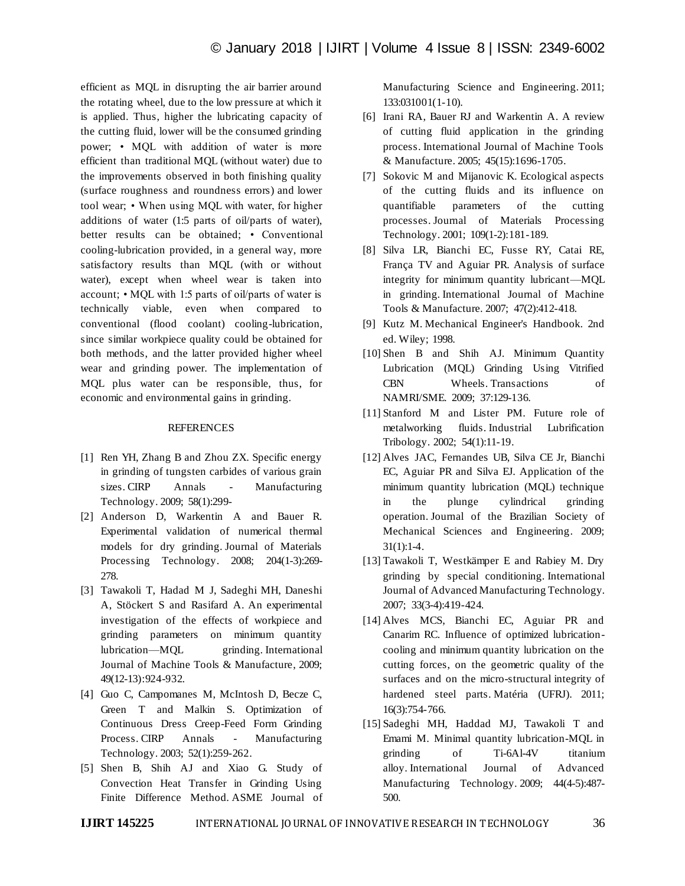efficient as MQL in disrupting the air barrier around the rotating wheel, due to the low pressure at which it is applied. Thus, higher the lubricating capacity of the cutting fluid, lower will be the consumed grinding power; • MQL with addition of water is more efficient than traditional MQL (without water) due to the improvements observed in both finishing quality (surface roughness and roundness errors) and lower tool wear; • When using MQL with water, for higher additions of water (1:5 parts of oil/parts of water), better results can be obtained; • Conventional cooling-lubrication provided, in a general way, more satisfactory results than MQL (with or without water), except when wheel wear is taken into account; • MQL with 1:5 parts of oil/parts of water is technically viable, even when compared to conventional (flood coolant) cooling-lubrication, since similar workpiece quality could be obtained for both methods, and the latter provided higher wheel wear and grinding power. The implementation of MQL plus water can be responsible, thus, for economic and environmental gains in grinding.

## REFERENCES

[1] Ren YH, Zhang B and Zhou ZX. Specific energy in grinding of tungsten carbides of various grain sizes. CIRP Annals - Manufacturing Technology. 2009; 58(1):299-

[2] Anderson D, Warkentin A and Bauer R. Experimental validation of numerical thermal models for dry grinding. Journal of Materials Processing Technology. 2008; 204(1-3):269-278.

[3] Tawakoli T, Hadad M J, Sadeghi MH, Daneshi A, Stöckert S and Rasifard A. An experimental investigation of the effects of workpiece and grinding parameters on minimum quantity lubrication—MQL grinding. International Journal of Machine Tools & Manufacture, 2009; 49(12-13):924-932.

[4] Guo C, Campomanes M, McIntosh D, Becze C, Green T and Malkin S. Optimization of Continuous Dress Creep-Feed Form Grinding Process. CIRP Annals - Manufacturing Technology. 2003; 52(1):259-262.

[5] Shen B, Shih AJ and Xiao G. Study of Convection Heat Transfer in Grinding Using Finite Difference Method. ASME Journal of Manufacturing Science and Engineering. 2011; 133:031001(1-10).

[6] Irani RA, Bauer RJ and Warkentin A. A review of cutting fluid application in the grinding process. International Journal of Machine Tools & Manufacture. 2005; 45(15):1696-1705.

[7] Sokovic M and Mijanovic K. Ecological aspects of the cutting fluids and its influence on quantifiable parameters of the cutting processes. Journal of Materials Processing Technology. 2001; 109(1-2):181-189.

[8] Silva LR, Bianchi EC, Fusse RY, Catai RE, França TV and Aguiar PR. Analysis of surface integrity for minimum quantity lubricant—MQL in grinding. International Journal of Machine Tools & Manufacture. 2007; 47(2):412-418.

[9] Kutz M. Mechanical Engineer's Handbook. 2nd ed. Wiley; 1998.

[10] Shen B and Shih AJ. Minimum Quantity Lubrication (MQL) Grinding Using Vitrified CBN Wheels. Transactions of NAMRI/SME. 2009; 37:129-136.

[11] Stanford M and Lister PM. Future role of metalworking fluids. Industrial Lubrification Tribology. 2002; 54(1):11-19.

[12] Alves JAC, Fernandes UB, Silva CE Jr, Bianchi EC, Aguiar PR and Silva EJ. Application of the minimum quantity lubrication (MQL) technique in the plunge cylindrical grinding operation. Journal of the Brazilian Society of Mechanical Sciences and Engineering. 2009; 31(1):1-4.

[13] Tawakoli T, Westkämper E and Rabiey M. Dry grinding by special conditioning. International Journal of Advanced Manufacturing Technology. 2007; 33(3-4):419-424.

[14] Alves MCS, Bianchi EC, Aguiar PR and Canarim RC. Influence of optimized lubrication-cooling and minimum quantity lubrication on the cutting forces, on the geometric quality of the surfaces and on the micro-structural integrity of hardened steel parts. Matéria (UFRJ). 2011; 16(3):754-766.

[15] Sadeghi MH, Haddad MJ, Tawakoli T and Emami M. Minimal quantity lubrication-MQL in grinding of Ti-6Al-4V titanium alloy. International Journal of Advanced Manufacturing Technology. 2009; 44(4-5):487-500.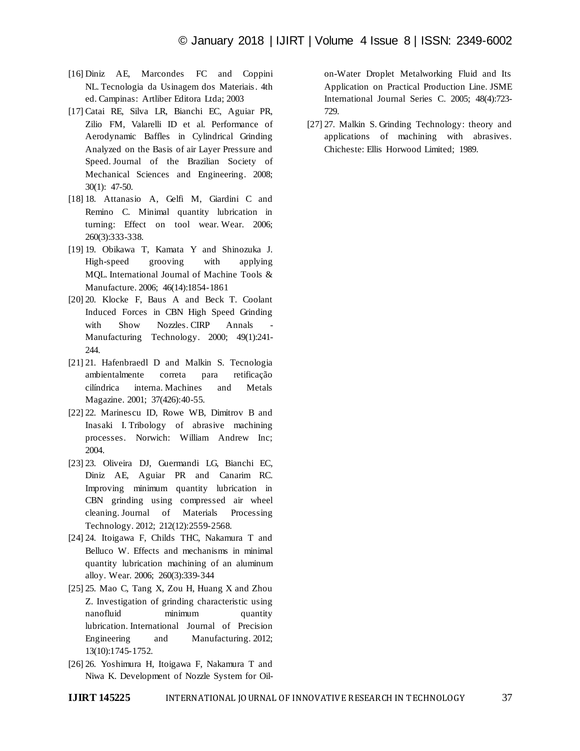[16] Diniz AE, Marcondes FC and Coppini NL. Tecnologia da Usinagem dos Materiais. 4th ed. Campinas: Artliber Editora Ltda; 2003

[17] Catai RE, Silva LR, Bianchi EC, Aguiar PR, Zilio FM, Valarelli ID et al. Performance of Aerodynamic Baffles in Cylindrical Grinding Analyzed on the Basis of air Layer Pressure and Speed. Journal of the Brazilian Society of Mechanical Sciences and Engineering. 2008; 30(1): 47-50.

[18] 18. Attanasio A, Gelfi M, Giardini C and Remino C. Minimal quantity lubrication in turning: Effect on tool wear. Wear. 2006; 260(3):333-338.

[19] 19. Obikawa T, Kamata Y and Shinozuka J. High-speed grooving with applying MQL. International Journal of Machine Tools & Manufacture. 2006; 46(14):1854-1861

[20] 20. Klocke F, Baus A and Beck T. Coolant Induced Forces in CBN High Speed Grinding with Show Nozzles. CIRP Annals - Manufacturing Technology. 2000; 49(1):241-244.

[21] 21. Hafenbraedl D and Malkin S. Tecnologia ambientalmente correta para retificação cilíndrica interna. Machines and Metals Magazine. 2001; 37(426):40-55.

[22] 22. Marinescu ID, Rowe WB, Dimitrov B and Inasaki I. Tribology of abrasive machining processes. Norwich: William Andrew Inc; 2004.

[23] 23. Oliveira DJ, Guermandi LG, Bianchi EC, Diniz AE, Aguiar PR and Canarim RC. Improving minimum quantity lubrication in CBN grinding using compressed air wheel cleaning. Journal of Materials Processing Technology. 2012; 212(12):2559-2568.

[24] 24. Itoigawa F, Childs THC, Nakamura T and Belluco W. Effects and mechanisms in minimal quantity lubrication machining of an aluminum alloy. Wear. 2006; 260(3):339-344

[25] 25. Mao C, Tang X, Zou H, Huang X and Zhou Z. Investigation of grinding characteristic using nanofluid minimum quantity lubrication. International Journal of Precision Engineering and Manufacturing. 2012; 13(10):1745-1752.

[26] 26. Yoshimura H, Itoigawa F, Nakamura T and Niwa K. Development of Nozzle System for Oil-on-Water Droplet Metalworking Fluid and Its Application on Practical Production Line. JSME International Journal Series C. 2005; 48(4):723-729.

[27] 27. Malkin S. Grinding Technology: theory and applications of machining with abrasives. Chicheste: Ellis Horwood Limited; 1989.